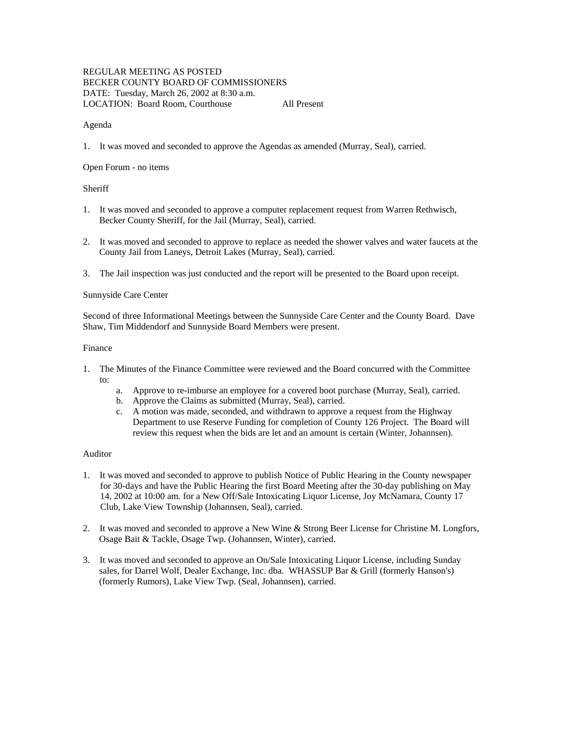REGULAR MEETING AS POSTED
BECKER COUNTY BOARD OF COMMISSIONERS
DATE: Tuesday, March 26, 2002 at 8:30 a.m.
LOCATION: Board Room, Courthouse All Present

Agenda

1. It was moved and seconded to approve the Agendas as amended (Murray, Seal), carried.

Open Forum - no items

Sheriff

1. It was moved and seconded to approve a computer replacement request from Warren Rethwisch, Becker County Sheriff, for the Jail (Murray, Seal), carried.

2. It was moved and seconded to approve to replace as needed the shower valves and water faucets at the County Jail from Laneys, Detroit Lakes (Murray, Seal), carried.

3. The Jail inspection was just conducted and the report will be presented to the Board upon receipt.

Sunnyside Care Center

Second of three Informational Meetings between the Sunnyside Care Center and the County Board. Dave Shaw, Tim Middendorf and Sunnyside Board Members were present.

Finance

1. The Minutes of the Finance Committee were reviewed and the Board concurred with the Committee to:
   a. Approve to re-imburse an employee for a covered boot purchase (Murray, Seal), carried.
   b. Approve the Claims as submitted (Murray, Seal), carried.
   c. A motion was made, seconded, and withdrawn to approve a request from the Highway Department to use Reserve Funding for completion of County 126 Project. The Board will review this request when the bids are let and an amount is certain (Winter, Johannsen).

Auditor

1. It was moved and seconded to approve to publish Notice of Public Hearing in the County newspaper for 30-days and have the Public Hearing the first Board Meeting after the 30-day publishing on May 14, 2002 at 10:00 am. for a New Off/Sale Intoxicating Liquor License, Joy McNamara, County 17 Club, Lake View Township (Johannsen, Seal), carried.

2. It was moved and seconded to approve a New Wine & Strong Beer License for Christine M. Longfors, Osage Bait & Tackle, Osage Twp. (Johannsen, Winter), carried.

3. It was moved and seconded to approve an On/Sale Intoxicating Liquor License, including Sunday sales, for Darrel Wolf, Dealer Exchange, Inc. dba. WHASSUP Bar & Grill (formerly Hanson's) (formerly Rumors), Lake View Twp. (Seal, Johannsen), carried.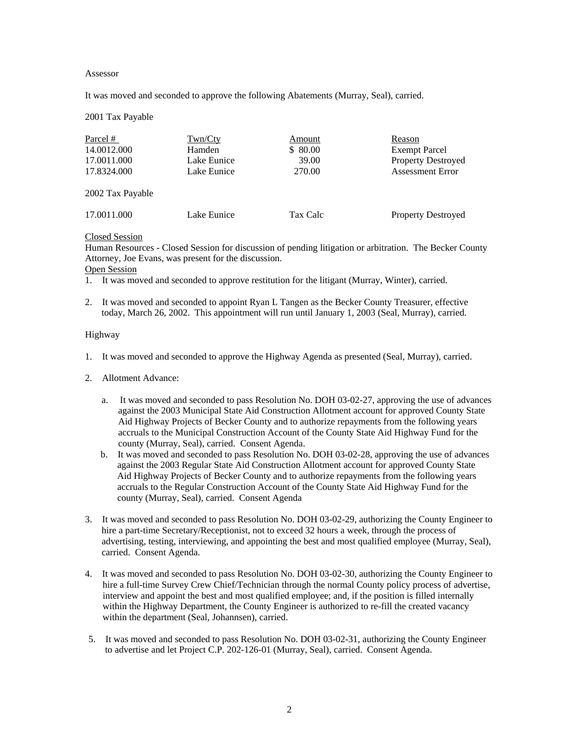Assessor

It was moved and seconded to approve the following Abatements (Murray, Seal), carried.

2001 Tax Payable

| Parcel # | Twn/Cty | Amount | Reason |
|---|---|---|---|
| 14.0012.000 | Hamden | $ 80.00 | Exempt Parcel |
| 17.0011.000 | Lake Eunice | 39.00 | Property Destroyed |
| 17.8324.000 | Lake Eunice | 270.00 | Assessment Error |

2002 Tax Payable

| | | | |
|---|---|---|---|
| 17.0011.000 | Lake Eunice | Tax Calc | Property Destroyed |

Closed Session

Human Resources - Closed Session for discussion of pending litigation or arbitration. The Becker County Attorney, Joe Evans, was present for the discussion.

Open Session

1. It was moved and seconded to approve restitution for the litigant (Murray, Winter), carried.

2. It was moved and seconded to appoint Ryan L Tangen as the Becker County Treasurer, effective today, March 26, 2002. This appointment will run until January 1, 2003 (Seal, Murray), carried.

Highway

1. It was moved and seconded to approve the Highway Agenda as presented (Seal, Murray), carried.

2. Allotment Advance:

   a. It was moved and seconded to pass Resolution No. DOH 03-02-27, approving the use of advances against the 2003 Municipal State Aid Construction Allotment account for approved County State Aid Highway Projects of Becker County and to authorize repayments from the following years accruals to the Municipal Construction Account of the County State Aid Highway Fund for the county (Murray, Seal), carried. Consent Agenda.

   b. It was moved and seconded to pass Resolution No. DOH 03-02-28, approving the use of advances against the 2003 Regular State Aid Construction Allotment account for approved County State Aid Highway Projects of Becker County and to authorize repayments from the following years accruals to the Regular Construction Account of the County State Aid Highway Fund for the county (Murray, Seal), carried. Consent Agenda

3. It was moved and seconded to pass Resolution No. DOH 03-02-29, authorizing the County Engineer to hire a part-time Secretary/Receptionist, not to exceed 32 hours a week, through the process of advertising, testing, interviewing, and appointing the best and most qualified employee (Murray, Seal), carried. Consent Agenda.

4. It was moved and seconded to pass Resolution No. DOH 03-02-30, authorizing the County Engineer to hire a full-time Survey Crew Chief/Technician through the normal County policy process of advertise, interview and appoint the best and most qualified employee; and, if the position is filled internally within the Highway Department, the County Engineer is authorized to re-fill the created vacancy within the department (Seal, Johannsen), carried.

5. It was moved and seconded to pass Resolution No. DOH 03-02-31, authorizing the County Engineer to advertise and let Project C.P. 202-126-01 (Murray, Seal), carried. Consent Agenda.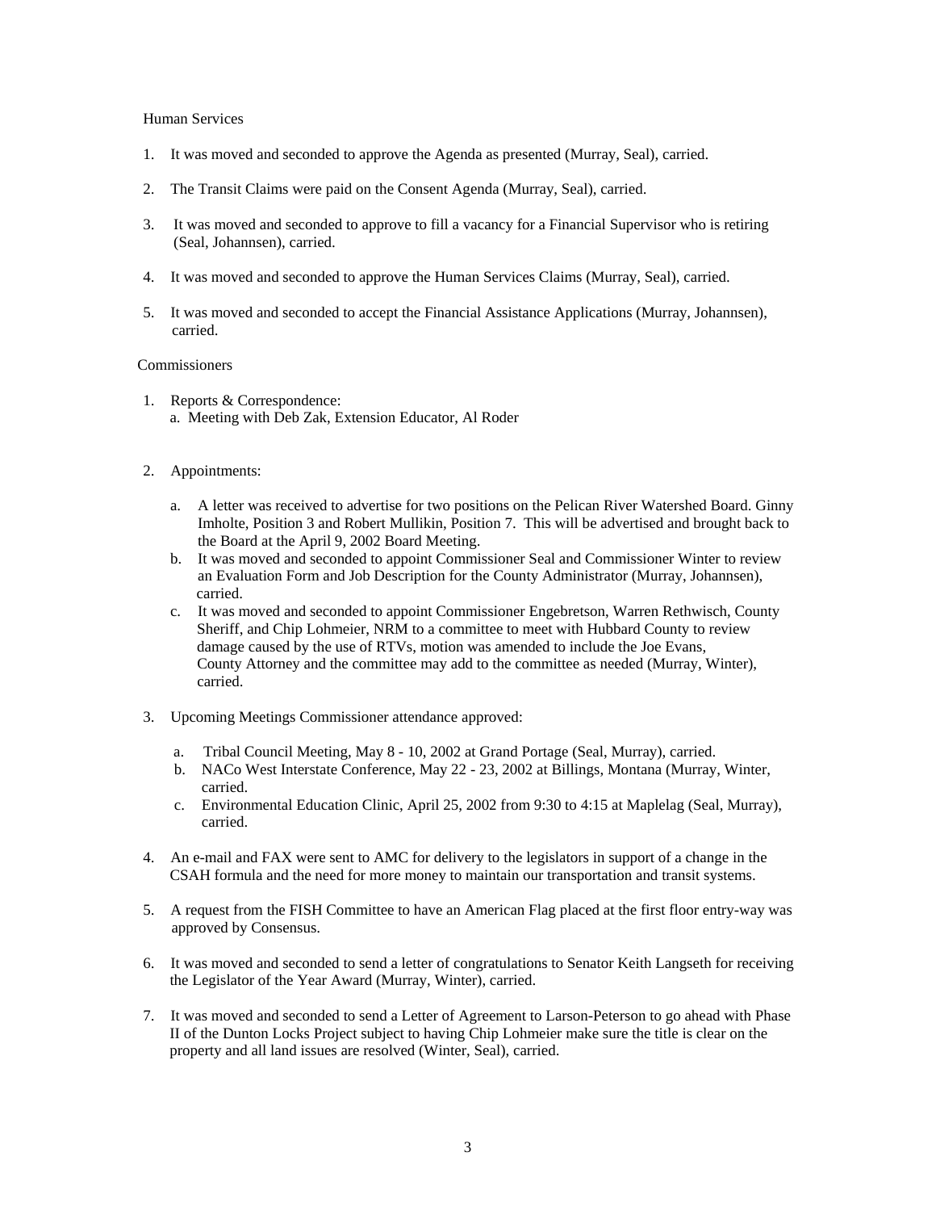Human Services

1. It was moved and seconded to approve the Agenda as presented (Murray, Seal), carried.

2. The Transit Claims were paid on the Consent Agenda (Murray, Seal), carried.

3. It was moved and seconded to approve to fill a vacancy for a Financial Supervisor who is retiring (Seal, Johannsen), carried.

4. It was moved and seconded to approve the Human Services Claims (Murray, Seal), carried.

5. It was moved and seconded to accept the Financial Assistance Applications (Murray, Johannsen), carried.

Commissioners

1. Reports & Correspondence:
   a. Meeting with Deb Zak, Extension Educator, Al Roder

2. Appointments:

   a. A letter was received to advertise for two positions on the Pelican River Watershed Board. Ginny Imholte, Position 3 and Robert Mullikin, Position 7. This will be advertised and brought back to the Board at the April 9, 2002 Board Meeting.
   b. It was moved and seconded to appoint Commissioner Seal and Commissioner Winter to review an Evaluation Form and Job Description for the County Administrator (Murray, Johannsen), carried.
   c. It was moved and seconded to appoint Commissioner Engebretson, Warren Rethwisch, County Sheriff, and Chip Lohmeier, NRM to a committee to meet with Hubbard County to review damage caused by the use of RTVs, motion was amended to include the Joe Evans, County Attorney and the committee may add to the committee as needed (Murray, Winter), carried.

3. Upcoming Meetings Commissioner attendance approved:

   a. Tribal Council Meeting, May 8 - 10, 2002 at Grand Portage (Seal, Murray), carried.
   b. NACo West Interstate Conference, May 22 - 23, 2002 at Billings, Montana (Murray, Winter, carried.
   c. Environmental Education Clinic, April 25, 2002 from 9:30 to 4:15 at Maplelag (Seal, Murray), carried.

4. An e-mail and FAX were sent to AMC for delivery to the legislators in support of a change in the CSAH formula and the need for more money to maintain our transportation and transit systems.

5. A request from the FISH Committee to have an American Flag placed at the first floor entry-way was approved by Consensus.

6. It was moved and seconded to send a letter of congratulations to Senator Keith Langseth for receiving the Legislator of the Year Award (Murray, Winter), carried.

7. It was moved and seconded to send a Letter of Agreement to Larson-Peterson to go ahead with Phase II of the Dunton Locks Project subject to having Chip Lohmeier make sure the title is clear on the property and all land issues are resolved (Winter, Seal), carried.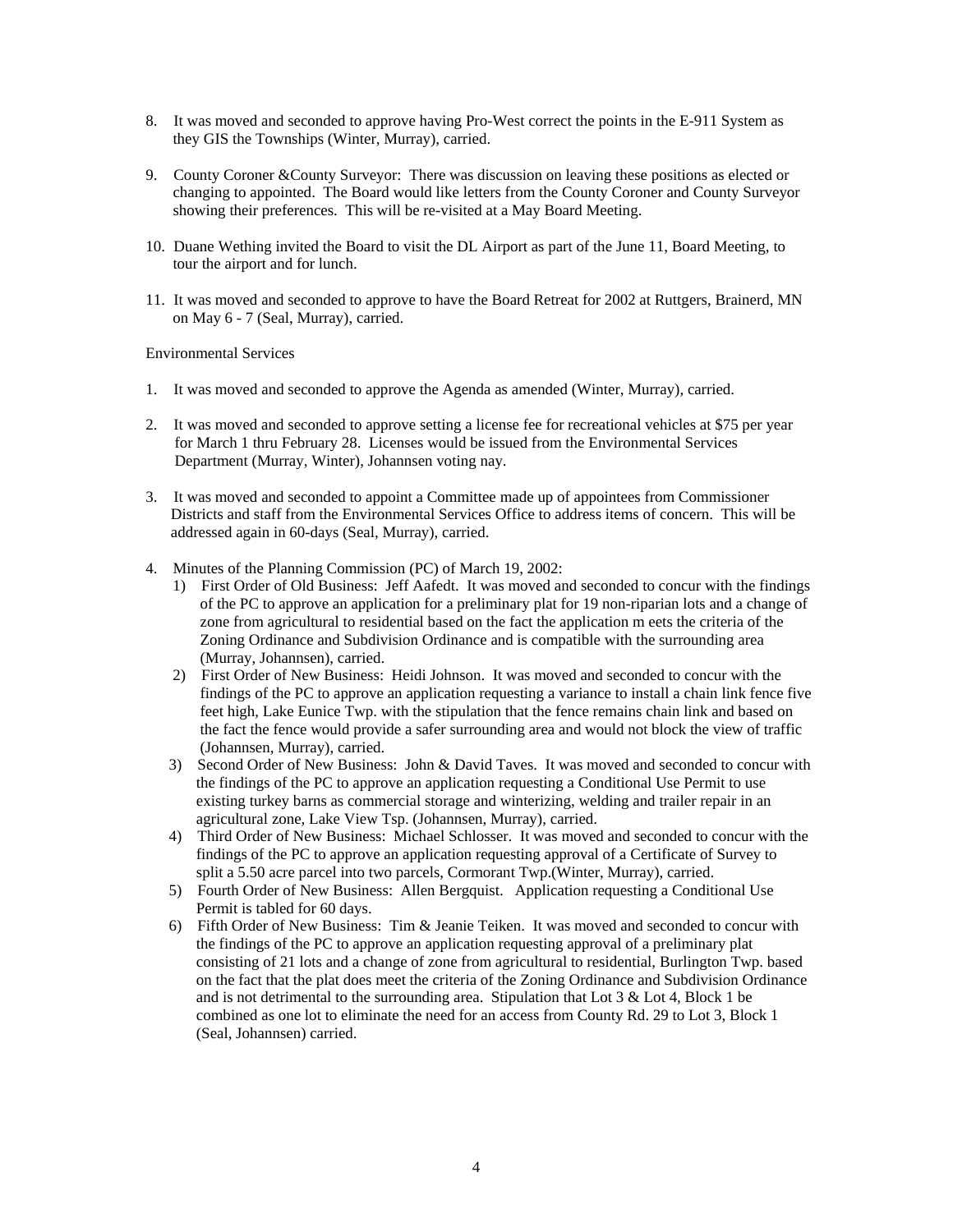8. It was moved and seconded to approve having Pro-West correct the points in the E-911 System as they GIS the Townships (Winter, Murray), carried.

9. County Coroner &County Surveyor: There was discussion on leaving these positions as elected or changing to appointed. The Board would like letters from the County Coroner and County Surveyor showing their preferences. This will be re-visited at a May Board Meeting.

10. Duane Wething invited the Board to visit the DL Airport as part of the June 11, Board Meeting, to tour the airport and for lunch.

11. It was moved and seconded to approve to have the Board Retreat for 2002 at Ruttgers, Brainerd, MN on May 6 - 7 (Seal, Murray), carried.

Environmental Services

1. It was moved and seconded to approve the Agenda as amended (Winter, Murray), carried.

2. It was moved and seconded to approve setting a license fee for recreational vehicles at $75 per year for March 1 thru February 28. Licenses would be issued from the Environmental Services Department (Murray, Winter), Johannsen voting nay.

3. It was moved and seconded to appoint a Committee made up of appointees from Commissioner Districts and staff from the Environmental Services Office to address items of concern. This will be addressed again in 60-days (Seal, Murray), carried.

4. Minutes of the Planning Commission (PC) of March 19, 2002:
   1) First Order of Old Business: Jeff Aafedt. It was moved and seconded to concur with the findings of the PC to approve an application for a preliminary plat for 19 non-riparian lots and a change of zone from agricultural to residential based on the fact the application m eets the criteria of the Zoning Ordinance and Subdivision Ordinance and is compatible with the surrounding area (Murray, Johannsen), carried.
   2) First Order of New Business: Heidi Johnson. It was moved and seconded to concur with the findings of the PC to approve an application requesting a variance to install a chain link fence five feet high, Lake Eunice Twp. with the stipulation that the fence remains chain link and based on the fact the fence would provide a safer surrounding area and would not block the view of traffic (Johannsen, Murray), carried.
   3) Second Order of New Business: John & David Taves. It was moved and seconded to concur with the findings of the PC to approve an application requesting a Conditional Use Permit to use existing turkey barns as commercial storage and winterizing, welding and trailer repair in an agricultural zone, Lake View Tsp. (Johannsen, Murray), carried.
   4) Third Order of New Business: Michael Schlosser. It was moved and seconded to concur with the findings of the PC to approve an application requesting approval of a Certificate of Survey to split a 5.50 acre parcel into two parcels, Cormorant Twp.(Winter, Murray), carried.
   5) Fourth Order of New Business: Allen Bergquist. Application requesting a Conditional Use Permit is tabled for 60 days.
   6) Fifth Order of New Business: Tim & Jeanie Teiken. It was moved and seconded to concur with the findings of the PC to approve an application requesting approval of a preliminary plat consisting of 21 lots and a change of zone from agricultural to residential, Burlington Twp. based on the fact that the plat does meet the criteria of the Zoning Ordinance and Subdivision Ordinance and is not detrimental to the surrounding area. Stipulation that Lot 3 & Lot 4, Block 1 be combined as one lot to eliminate the need for an access from County Rd. 29 to Lot 3, Block 1 (Seal, Johannsen) carried.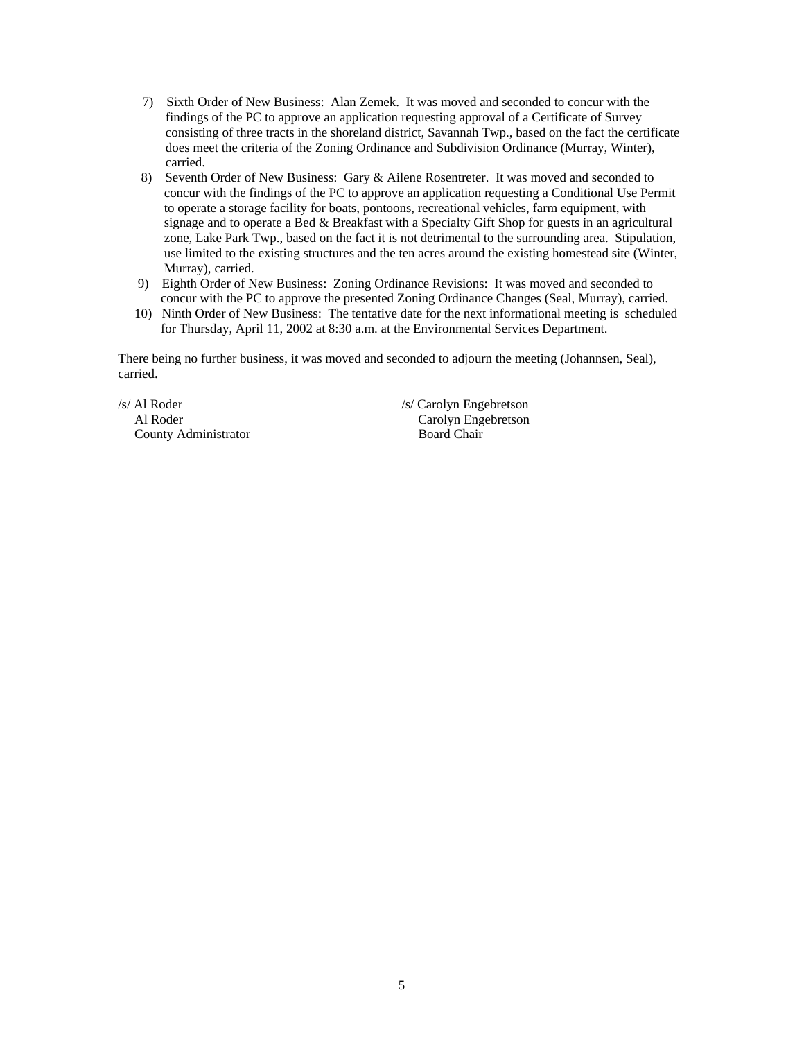7) Sixth Order of New Business: Alan Zemek. It was moved and seconded to concur with the findings of the PC to approve an application requesting approval of a Certificate of Survey consisting of three tracts in the shoreland district, Savannah Twp., based on the fact the certificate does meet the criteria of the Zoning Ordinance and Subdivision Ordinance (Murray, Winter), carried.

8) Seventh Order of New Business: Gary & Ailene Rosentreter. It was moved and seconded to concur with the findings of the PC to approve an application requesting a Conditional Use Permit to operate a storage facility for boats, pontoons, recreational vehicles, farm equipment, with signage and to operate a Bed & Breakfast with a Specialty Gift Shop for guests in an agricultural zone, Lake Park Twp., based on the fact it is not detrimental to the surrounding area. Stipulation, use limited to the existing structures and the ten acres around the existing homestead site (Winter, Murray), carried.

9) Eighth Order of New Business: Zoning Ordinance Revisions: It was moved and seconded to concur with the PC to approve the presented Zoning Ordinance Changes (Seal, Murray), carried.

10) Ninth Order of New Business: The tentative date for the next informational meeting is scheduled for Thursday, April 11, 2002 at 8:30 a.m. at the Environmental Services Department.

There being no further business, it was moved and seconded to adjourn the meeting (Johannsen, Seal), carried.

| | |
|---|---|
| /s/ Al Roder | /s/ Carolyn Engebretson |
| Al Roder | Carolyn Engebretson |
| County Administrator | Board Chair |